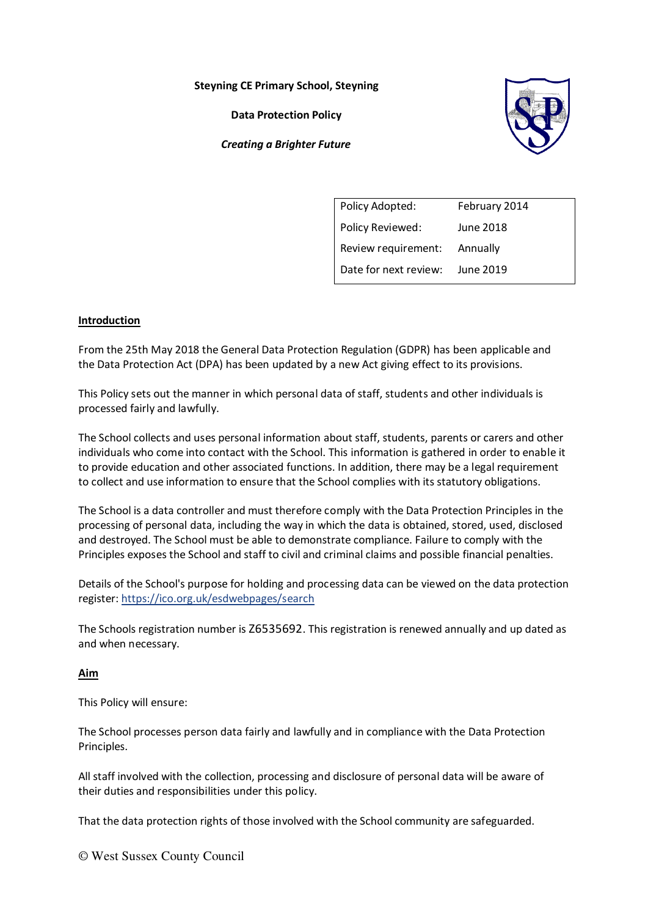**Steyning CE Primary School, Steyning**

**Data Protection Policy**

***Creating a Brighter Future***

| Policy Adopted: | February 2014 |
|---|---|
| Policy Reviewed: | June 2018 |
| Review requirement: | Annually |
| Date for next review: | June 2019 |

## Introduction

From the 25th May 2018 the General Data Protection Regulation (GDPR) has been applicable and the Data Protection Act (DPA) has been updated by a new Act giving effect to its provisions.

This Policy sets out the manner in which personal data of staff, students and other individuals is processed fairly and lawfully.

The School collects and uses personal information about staff, students, parents or carers and other individuals who come into contact with the School. This information is gathered in order to enable it to provide education and other associated functions. In addition, there may be a legal requirement to collect and use information to ensure that the School complies with its statutory obligations.

The School is a data controller and must therefore comply with the Data Protection Principles in the processing of personal data, including the way in which the data is obtained, stored, used, disclosed and destroyed. The School must be able to demonstrate compliance. Failure to comply with the Principles exposes the School and staff to civil and criminal claims and possible financial penalties.

Details of the School's purpose for holding and processing data can be viewed on the data protection register: https://ico.org.uk/esdwebpages/search

The Schools registration number is Z6535692. This registration is renewed annually and up dated as and when necessary.

## Aim

This Policy will ensure:

The School processes person data fairly and lawfully and in compliance with the Data Protection Principles.

All staff involved with the collection, processing and disclosure of personal data will be aware of their duties and responsibilities under this policy.

That the data protection rights of those involved with the School community are safeguarded.

© West Sussex County Council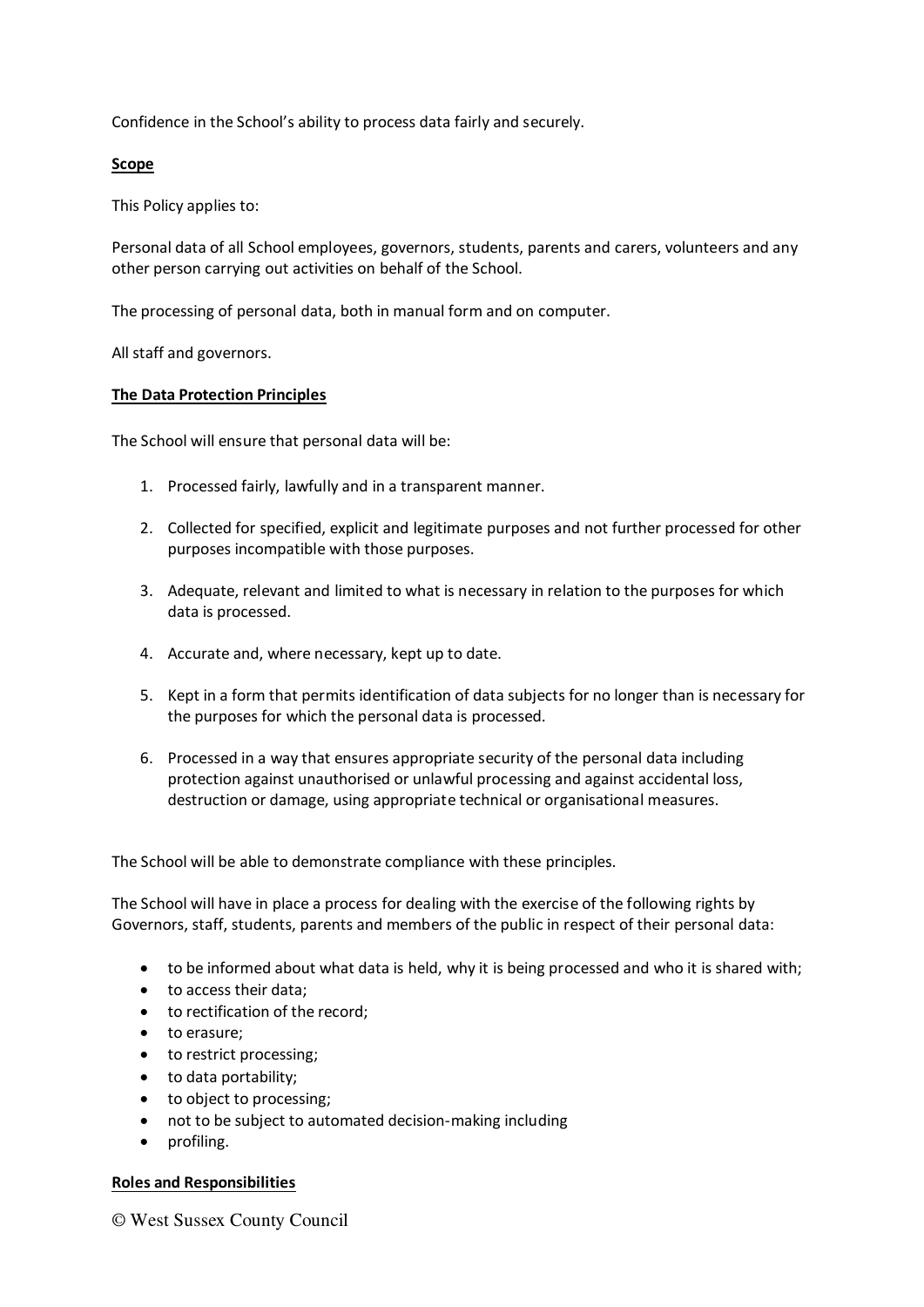Confidence in the School's ability to process data fairly and securely.

**Scope**

This Policy applies to:

Personal data of all School employees, governors, students, parents and carers, volunteers and any other person carrying out activities on behalf of the School.

The processing of personal data, both in manual form and on computer.

All staff and governors.

**The Data Protection Principles**

The School will ensure that personal data will be:

1. Processed fairly, lawfully and in a transparent manner.

2. Collected for specified, explicit and legitimate purposes and not further processed for other purposes incompatible with those purposes.

3. Adequate, relevant and limited to what is necessary in relation to the purposes for which data is processed.

4. Accurate and, where necessary, kept up to date.

5. Kept in a form that permits identification of data subjects for no longer than is necessary for the purposes for which the personal data is processed.

6. Processed in a way that ensures appropriate security of the personal data including protection against unauthorised or unlawful processing and against accidental loss, destruction or damage, using appropriate technical or organisational measures.

The School will be able to demonstrate compliance with these principles.

The School will have in place a process for dealing with the exercise of the following rights by Governors, staff, students, parents and members of the public in respect of their personal data:

- to be informed about what data is held, why it is being processed and who it is shared with;
- to access their data;
- to rectification of the record;
- to erasure;
- to restrict processing;
- to data portability;
- to object to processing;
- not to be subject to automated decision-making including
- profiling.

**Roles and Responsibilities**

© West Sussex County Council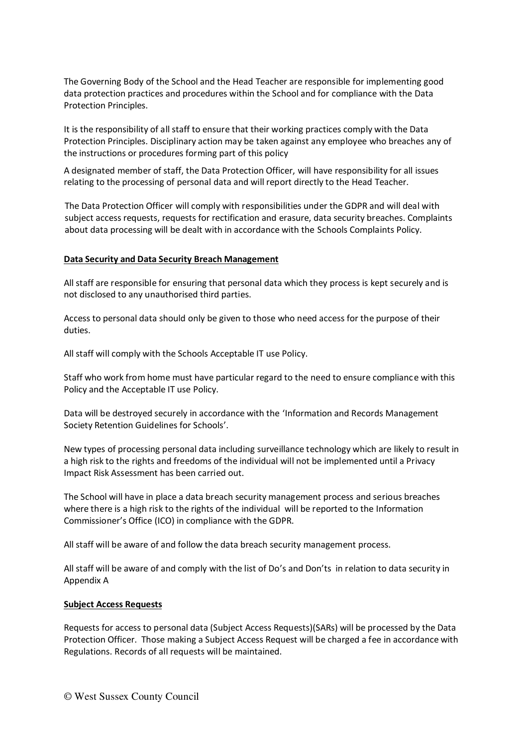The Governing Body of the School and the Head Teacher are responsible for implementing good data protection practices and procedures within the School and for compliance with the Data Protection Principles.

It is the responsibility of all staff to ensure that their working practices comply with the Data Protection Principles. Disciplinary action may be taken against any employee who breaches any of the instructions or procedures forming part of this policy

A designated member of staff, the Data Protection Officer, will have responsibility for all issues relating to the processing of personal data and will report directly to the Head Teacher.

The Data Protection Officer will comply with responsibilities under the GDPR and will deal with subject access requests, requests for rectification and erasure, data security breaches. Complaints about data processing will be dealt with in accordance with the Schools Complaints Policy.

**Data Security and Data Security Breach Management**

All staff are responsible for ensuring that personal data which they process is kept securely and is not disclosed to any unauthorised third parties.

Access to personal data should only be given to those who need access for the purpose of their duties.

All staff will comply with the Schools Acceptable IT use Policy.

Staff who work from home must have particular regard to the need to ensure compliance with this Policy and the Acceptable IT use Policy.

Data will be destroyed securely in accordance with the 'Information and Records Management Society Retention Guidelines for Schools'.

New types of processing personal data including surveillance technology which are likely to result in a high risk to the rights and freedoms of the individual will not be implemented until a Privacy Impact Risk Assessment has been carried out.

The School will have in place a data breach security management process and serious breaches where there is a high risk to the rights of the individual will be reported to the Information Commissioner's Office (ICO) in compliance with the GDPR.

All staff will be aware of and follow the data breach security management process.

All staff will be aware of and comply with the list of Do's and Don'ts in relation to data security in Appendix A

**Subject Access Requests**

Requests for access to personal data (Subject Access Requests)(SARs) will be processed by the Data Protection Officer. Those making a Subject Access Request will be charged a fee in accordance with Regulations. Records of all requests will be maintained.

© West Sussex County Council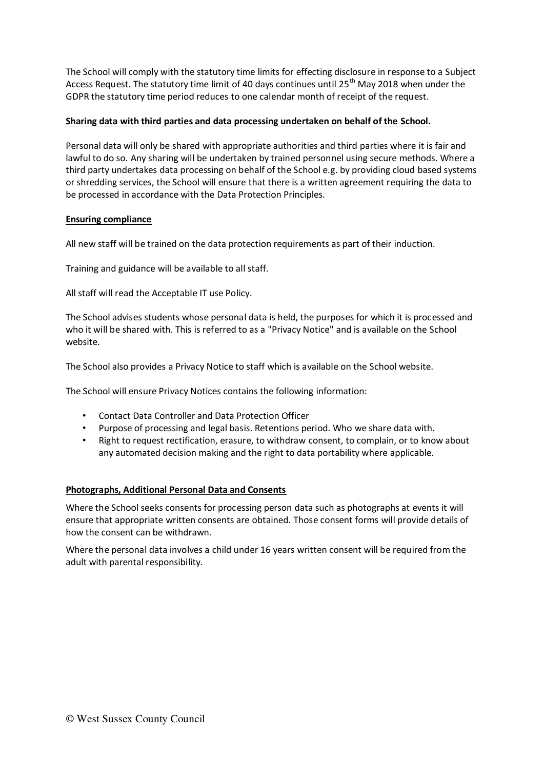The School will comply with the statutory time limits for effecting disclosure in response to a Subject Access Request. The statutory time limit of 40 days continues until 25th May 2018 when under the GDPR the statutory time period reduces to one calendar month of receipt of the request.

**Sharing data with third parties and data processing undertaken on behalf of the School.**

Personal data will only be shared with appropriate authorities and third parties where it is fair and lawful to do so. Any sharing will be undertaken by trained personnel using secure methods. Where a third party undertakes data processing on behalf of the School e.g. by providing cloud based systems or shredding services, the School will ensure that there is a written agreement requiring the data to be processed in accordance with the Data Protection Principles.

**Ensuring compliance**

All new staff will be trained on the data protection requirements as part of their induction.

Training and guidance will be available to all staff.

All staff will read the Acceptable IT use Policy.

The School advises students whose personal data is held, the purposes for which it is processed and who it will be shared with. This is referred to as a "Privacy Notice" and is available on the School website.

The School also provides a Privacy Notice to staff which is available on the School website.

The School will ensure Privacy Notices contains the following information:

- Contact Data Controller and Data Protection Officer
- Purpose of processing and legal basis. Retentions period. Who we share data with.
- Right to request rectification, erasure, to withdraw consent, to complain, or to know about any automated decision making and the right to data portability where applicable.

**Photographs, Additional Personal Data and Consents**

Where the School seeks consents for processing person data such as photographs at events it will ensure that appropriate written consents are obtained. Those consent forms will provide details of how the consent can be withdrawn.

Where the personal data involves a child under 16 years written consent will be required from the adult with parental responsibility.

© West Sussex County Council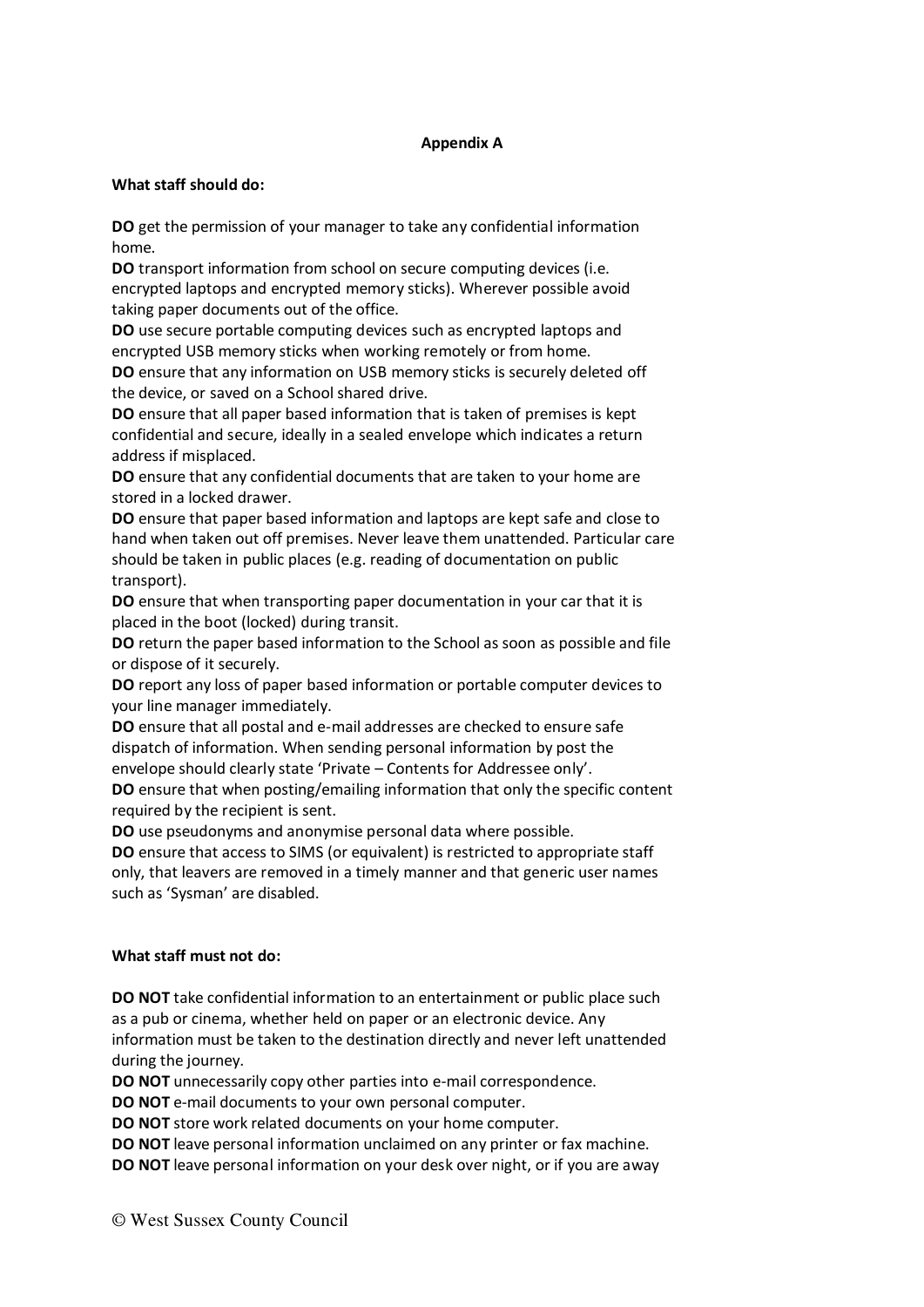**Appendix A**

**What staff should do:**

**DO** get the permission of your manager to take any confidential information home.
**DO** transport information from school on secure computing devices (i.e. encrypted laptops and encrypted memory sticks). Wherever possible avoid taking paper documents out of the office.
**DO** use secure portable computing devices such as encrypted laptops and encrypted USB memory sticks when working remotely or from home.
**DO** ensure that any information on USB memory sticks is securely deleted off the device, or saved on a School shared drive.
**DO** ensure that all paper based information that is taken of premises is kept confidential and secure, ideally in a sealed envelope which indicates a return address if misplaced.
**DO** ensure that any confidential documents that are taken to your home are stored in a locked drawer.
**DO** ensure that paper based information and laptops are kept safe and close to hand when taken out off premises. Never leave them unattended. Particular care should be taken in public places (e.g. reading of documentation on public transport).
**DO** ensure that when transporting paper documentation in your car that it is placed in the boot (locked) during transit.
**DO** return the paper based information to the School as soon as possible and file or dispose of it securely.
**DO** report any loss of paper based information or portable computer devices to your line manager immediately.
**DO** ensure that all postal and e-mail addresses are checked to ensure safe dispatch of information. When sending personal information by post the envelope should clearly state 'Private – Contents for Addressee only'.
**DO** ensure that when posting/emailing information that only the specific content required by the recipient is sent.
**DO** use pseudonyms and anonymise personal data where possible.
**DO** ensure that access to SIMS (or equivalent) is restricted to appropriate staff only, that leavers are removed in a timely manner and that generic user names such as 'Sysman' are disabled.

**What staff must not do:**

**DO NOT** take confidential information to an entertainment or public place such as a pub or cinema, whether held on paper or an electronic device. Any information must be taken to the destination directly and never left unattended during the journey.
**DO NOT** unnecessarily copy other parties into e-mail correspondence.
**DO NOT** e-mail documents to your own personal computer.
**DO NOT** store work related documents on your home computer.
**DO NOT** leave personal information unclaimed on any printer or fax machine.
**DO NOT** leave personal information on your desk over night, or if you are away

© West Sussex County Council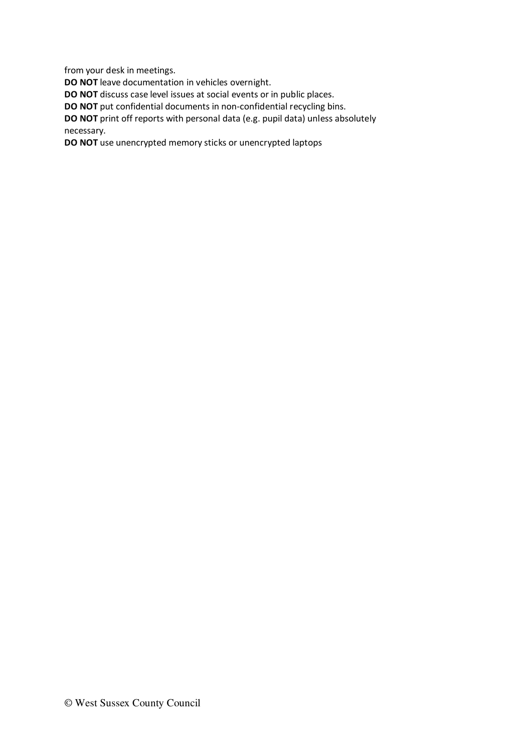from your desk in meetings.

**DO NOT** leave documentation in vehicles overnight.

**DO NOT** discuss case level issues at social events or in public places.

**DO NOT** put confidential documents in non-confidential recycling bins.

**DO NOT** print off reports with personal data (e.g. pupil data) unless absolutely necessary.

**DO NOT** use unencrypted memory sticks or unencrypted laptops